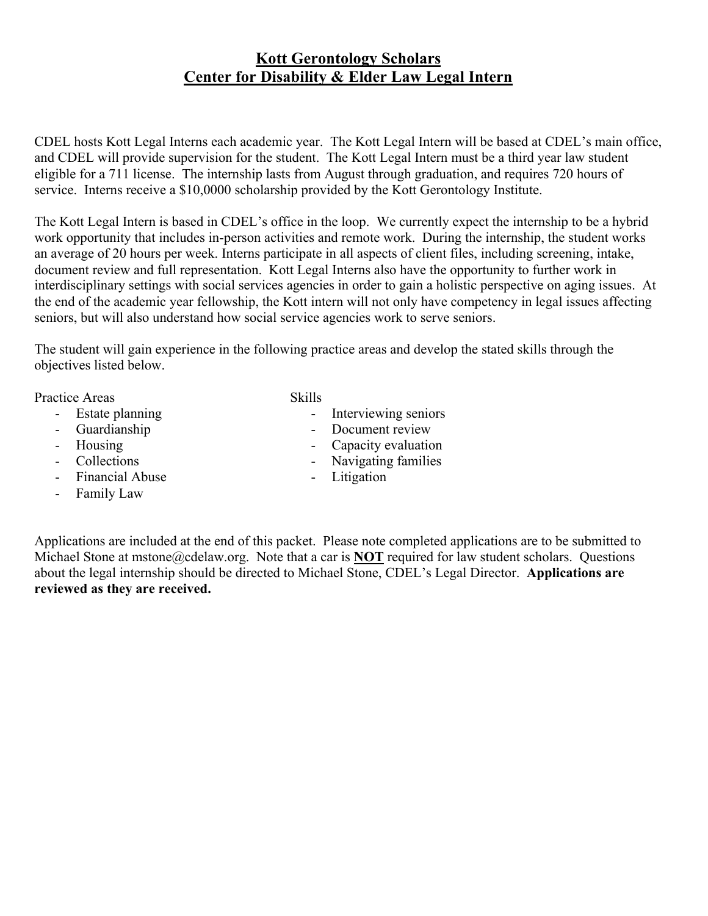# Kott Gerontology Scholars
# Center for Disability & Elder Law Legal Intern

CDEL hosts Kott Legal Interns each academic year. The Kott Legal Intern will be based at CDEL's main office, and CDEL will provide supervision for the student. The Kott Legal Intern must be a third year law student eligible for a 711 license. The internship lasts from August through graduation, and requires 720 hours of service. Interns receive a $10,0000 scholarship provided by the Kott Gerontology Institute.

The Kott Legal Intern is based in CDEL's office in the loop. We currently expect the internship to be a hybrid work opportunity that includes in-person activities and remote work. During the internship, the student works an average of 20 hours per week. Interns participate in all aspects of client files, including screening, intake, document review and full representation. Kott Legal Interns also have the opportunity to further work in interdisciplinary settings with social services agencies in order to gain a holistic perspective on aging issues. At the end of the academic year fellowship, the Kott intern will not only have competency in legal issues affecting seniors, but will also understand how social service agencies work to serve seniors.

The student will gain experience in the following practice areas and develop the stated skills through the objectives listed below.

Practice Areas

- Estate planning
- Guardianship
- Housing
- Collections
- Financial Abuse
- Family Law

Skills

- Interviewing seniors
- Document review
- Capacity evaluation
- Navigating families
- Litigation

Applications are included at the end of this packet. Please note completed applications are to be submitted to Michael Stone at mstone@cdelaw.org. Note that a car is **NOT** required for law student scholars. Questions about the legal internship should be directed to Michael Stone, CDEL's Legal Director. **Applications are reviewed as they are received.**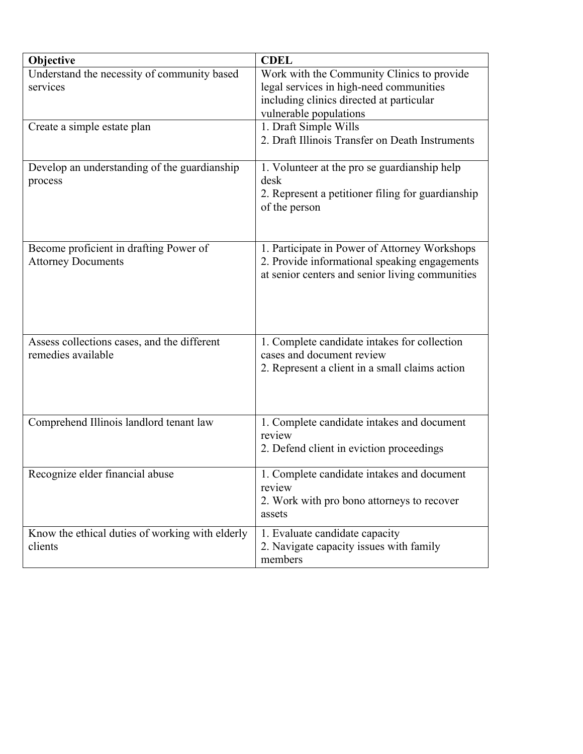| Objective | CDEL |
| --- | --- |
| Understand the necessity of community based services | Work with the Community Clinics to provide legal services in high-need communities including clinics directed at particular vulnerable populations |
| Create a simple estate plan | 1. Draft Simple Wills<br>2. Draft Illinois Transfer on Death Instruments |
| Develop an understanding of the guardianship process | 1. Volunteer at the pro se guardianship help desk<br>2. Represent a petitioner filing for guardianship of the person |
| Become proficient in drafting Power of Attorney Documents | 1. Participate in Power of Attorney Workshops<br>2. Provide informational speaking engagements at senior centers and senior living communities |
| Assess collections cases, and the different remedies available | 1. Complete candidate intakes for collection cases and document review<br>2. Represent a client in a small claims action |
| Comprehend Illinois landlord tenant law | 1. Complete candidate intakes and document review<br>2. Defend client in eviction proceedings |
| Recognize elder financial abuse | 1. Complete candidate intakes and document review<br>2. Work with pro bono attorneys to recover assets |
| Know the ethical duties of working with elderly clients | 1. Evaluate candidate capacity<br>2. Navigate capacity issues with family members |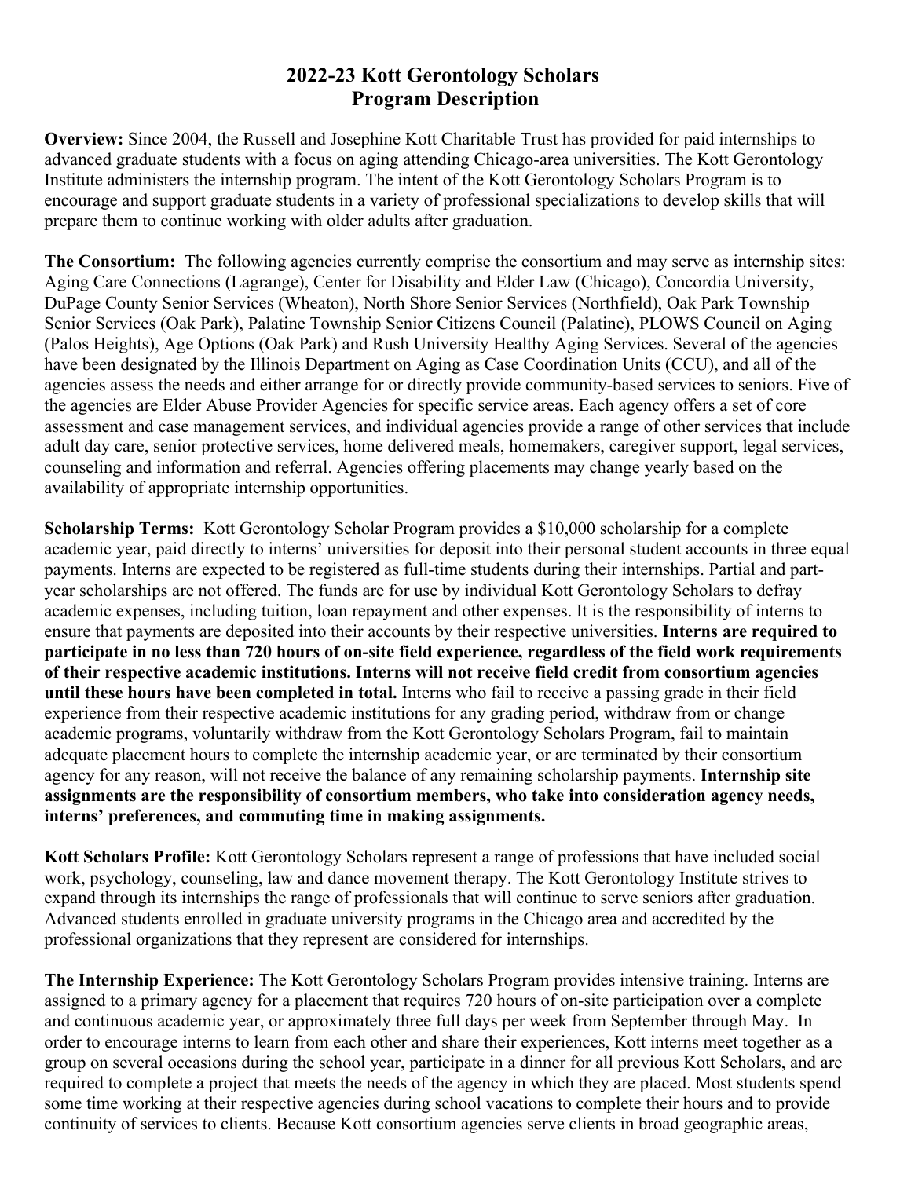# 2022-23 Kott Gerontology Scholars
# Program Description

**Overview:** Since 2004, the Russell and Josephine Kott Charitable Trust has provided for paid internships to advanced graduate students with a focus on aging attending Chicago-area universities. The Kott Gerontology Institute administers the internship program. The intent of the Kott Gerontology Scholars Program is to encourage and support graduate students in a variety of professional specializations to develop skills that will prepare them to continue working with older adults after graduation.

**The Consortium:** The following agencies currently comprise the consortium and may serve as internship sites: Aging Care Connections (Lagrange), Center for Disability and Elder Law (Chicago), Concordia University, DuPage County Senior Services (Wheaton), North Shore Senior Services (Northfield), Oak Park Township Senior Services (Oak Park), Palatine Township Senior Citizens Council (Palatine), PLOWS Council on Aging (Palos Heights), Age Options (Oak Park) and Rush University Healthy Aging Services. Several of the agencies have been designated by the Illinois Department on Aging as Case Coordination Units (CCU), and all of the agencies assess the needs and either arrange for or directly provide community-based services to seniors. Five of the agencies are Elder Abuse Provider Agencies for specific service areas. Each agency offers a set of core assessment and case management services, and individual agencies provide a range of other services that include adult day care, senior protective services, home delivered meals, homemakers, caregiver support, legal services, counseling and information and referral. Agencies offering placements may change yearly based on the availability of appropriate internship opportunities.

**Scholarship Terms:** Kott Gerontology Scholar Program provides a $10,000 scholarship for a complete academic year, paid directly to interns' universities for deposit into their personal student accounts in three equal payments. Interns are expected to be registered as full-time students during their internships. Partial and part-year scholarships are not offered. The funds are for use by individual Kott Gerontology Scholars to defray academic expenses, including tuition, loan repayment and other expenses. It is the responsibility of interns to ensure that payments are deposited into their accounts by their respective universities. **Interns are required to participate in no less than 720 hours of on-site field experience, regardless of the field work requirements of their respective academic institutions. Interns will not receive field credit from consortium agencies until these hours have been completed in total.** Interns who fail to receive a passing grade in their field experience from their respective academic institutions for any grading period, withdraw from or change academic programs, voluntarily withdraw from the Kott Gerontology Scholars Program, fail to maintain adequate placement hours to complete the internship academic year, or are terminated by their consortium agency for any reason, will not receive the balance of any remaining scholarship payments. **Internship site assignments are the responsibility of consortium members, who take into consideration agency needs, interns' preferences, and commuting time in making assignments.**

**Kott Scholars Profile:** Kott Gerontology Scholars represent a range of professions that have included social work, psychology, counseling, law and dance movement therapy. The Kott Gerontology Institute strives to expand through its internships the range of professionals that will continue to serve seniors after graduation. Advanced students enrolled in graduate university programs in the Chicago area and accredited by the professional organizations that they represent are considered for internships.

**The Internship Experience:** The Kott Gerontology Scholars Program provides intensive training. Interns are assigned to a primary agency for a placement that requires 720 hours of on-site participation over a complete and continuous academic year, or approximately three full days per week from September through May. In order to encourage interns to learn from each other and share their experiences, Kott interns meet together as a group on several occasions during the school year, participate in a dinner for all previous Kott Scholars, and are required to complete a project that meets the needs of the agency in which they are placed. Most students spend some time working at their respective agencies during school vacations to complete their hours and to provide continuity of services to clients. Because Kott consortium agencies serve clients in broad geographic areas,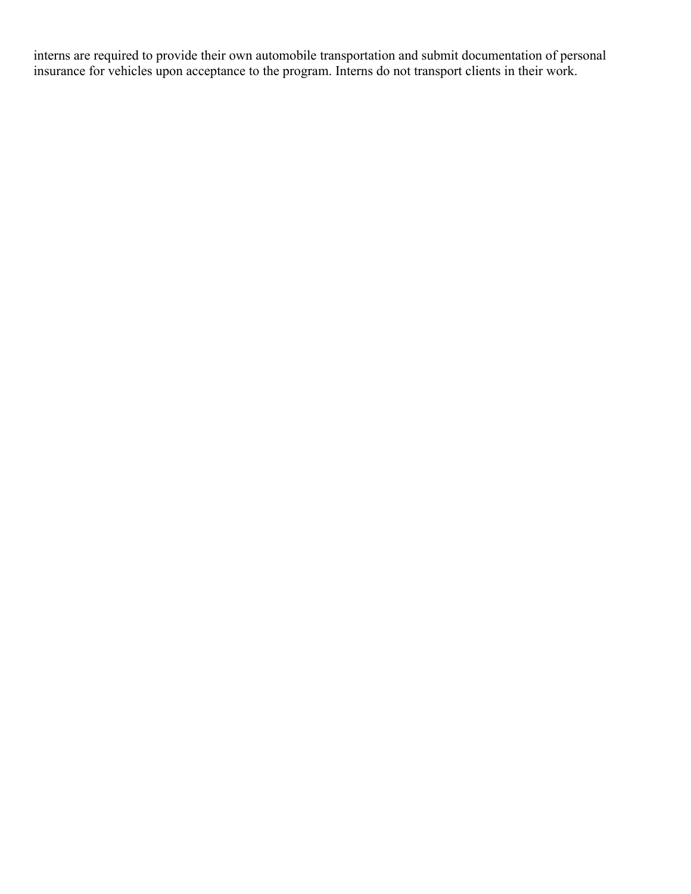interns are required to provide their own automobile transportation and submit documentation of personal insurance for vehicles upon acceptance to the program. Interns do not transport clients in their work.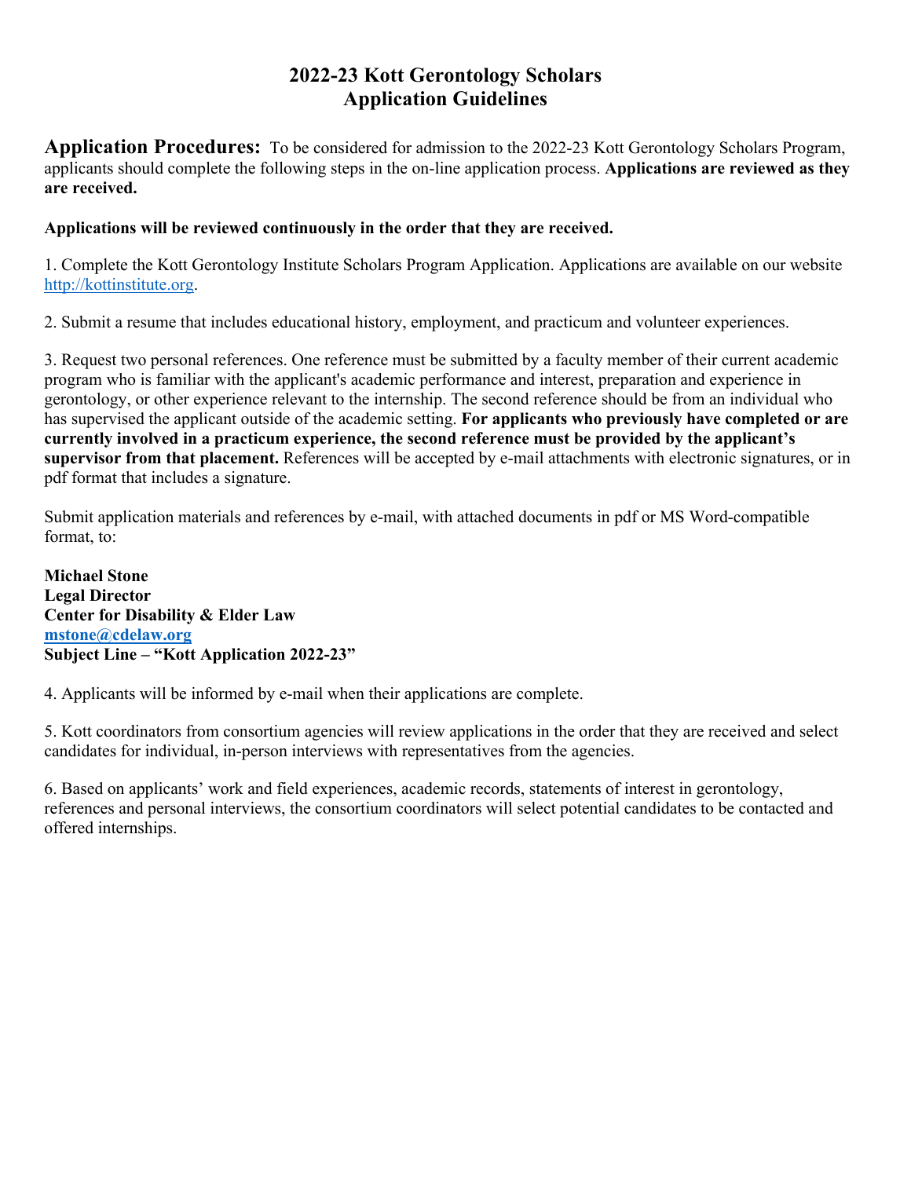# 2022-23 Kott Gerontology Scholars
# Application Guidelines

**Application Procedures:** To be considered for admission to the 2022-23 Kott Gerontology Scholars Program, applicants should complete the following steps in the on-line application process. **Applications are reviewed as they are received.**

**Applications will be reviewed continuously in the order that they are received.**

1. Complete the Kott Gerontology Institute Scholars Program Application. Applications are available on our website [http://kottinstitute.org](http://kottinstitute.org).

2. Submit a resume that includes educational history, employment, and practicum and volunteer experiences.

3. Request two personal references. One reference must be submitted by a faculty member of their current academic program who is familiar with the applicant's academic performance and interest, preparation and experience in gerontology, or other experience relevant to the internship. The second reference should be from an individual who has supervised the applicant outside of the academic setting. **For applicants who previously have completed or are currently involved in a practicum experience, the second reference must be provided by the applicant's supervisor from that placement.** References will be accepted by e-mail attachments with electronic signatures, or in pdf format that includes a signature.

Submit application materials and references by e-mail, with attached documents in pdf or MS Word-compatible format, to:

**Michael Stone**
**Legal Director**
**Center for Disability & Elder Law**
**[mstone@cdelaw.org](mailto:mstone@cdelaw.org)**
**Subject Line – "Kott Application 2022-23"**

4. Applicants will be informed by e-mail when their applications are complete.

5. Kott coordinators from consortium agencies will review applications in the order that they are received and select candidates for individual, in-person interviews with representatives from the agencies.

6. Based on applicants' work and field experiences, academic records, statements of interest in gerontology, references and personal interviews, the consortium coordinators will select potential candidates to be contacted and offered internships.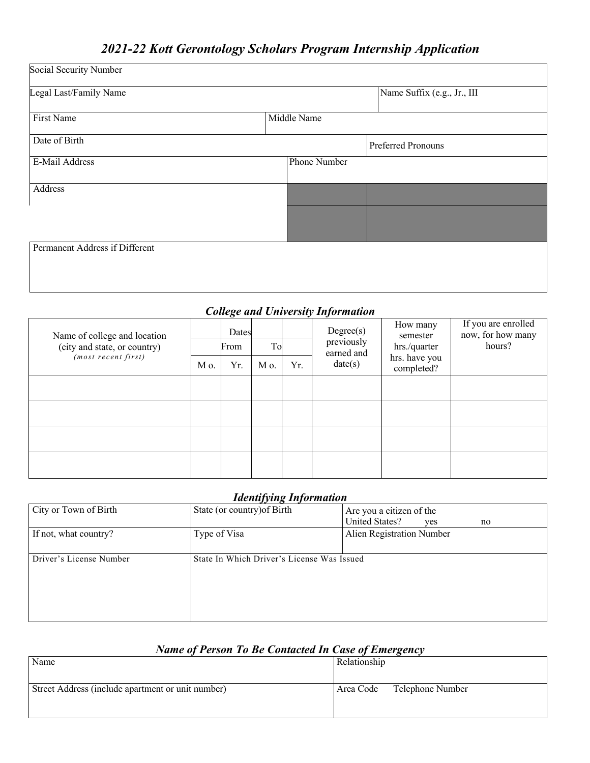# *2021-22 Kott Gerontology Scholars Program Internship Application*

| Social Security Number | | | |
|---|---|---|---|
| Legal Last/Family Name | | | Name Suffix (e.g., Jr., III |
| First Name | Middle Name | | |
| Date of Birth | | Preferred Pronouns | |
| E-Mail Address | Phone Number | | |
| Address | | | |
| Permanent Address if Different | | | |

## *College and University Information*

| Name of college and location (city and state, or country) *(most recent first)* | Dates | | | | Degree(s) previously earned and date(s) | How many semester hrs./quarter hrs. have you completed? | If you are enrolled now, for how many hours? |
|---|---|---|---|---|---|---|---|
| | From | | To | | | | |
| | Mo. | Yr. | Mo. | Yr. | | | |
| | | | | | | | |
| | | | | | | | |
| | | | | | | | |
| | | | | | | | |

## *Identifying Information*

| City or Town of Birth | State (or country)of Birth | Are you a citizen of the United States? yes no |
|---|---|---|
| If not, what country? | Type of Visa | Alien Registration Number |
| Driver's License Number | State In Which Driver's License Was Issued | |

## *Name of Person To Be Contacted In Case of Emergency*

| Name | Relationship |
|---|---|
| Street Address (include apartment or unit number) | Area Code Telephone Number |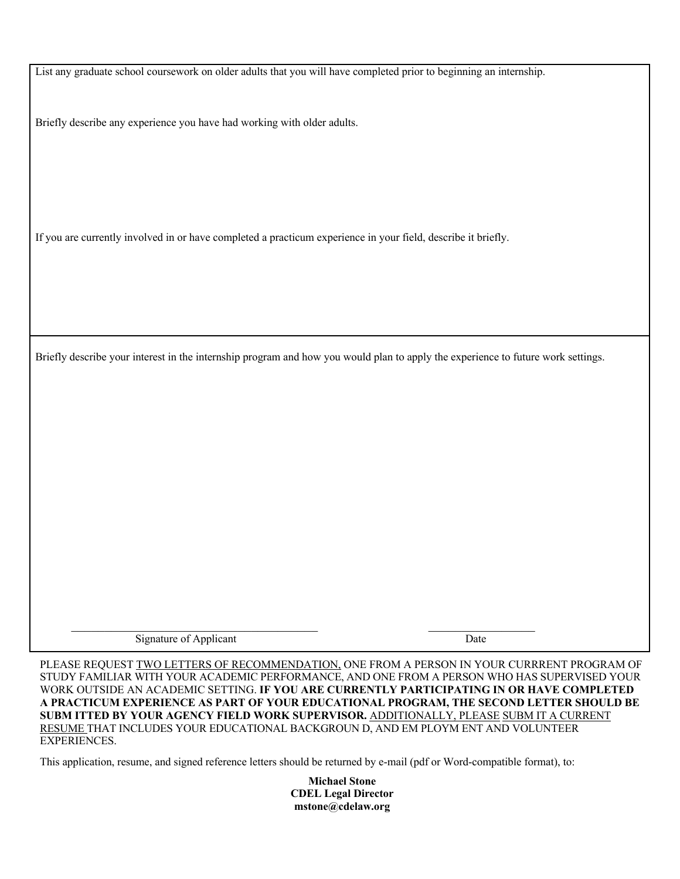List any graduate school coursework on older adults that you will have completed prior to beginning an internship.

Briefly describe any experience you have had working with older adults.

If you are currently involved in or have completed a practicum experience in your field, describe it briefly.

Briefly describe your interest in the internship program and how you would plan to apply the experience to future work settings.

\_\_\_\_\_\_\_\_\_\_\_\_\_\_\_\_\_\_\_\_\_\_\_\_\_\_\_\_\_\_\_\_\_\_\_\_\_\_\_\_\_\_\_\_ \_\_\_\_\_\_\_\_\_\_\_\_\_\_\_\_\_\_\_\_

Signature of Applicant Date

PLEASE REQUEST TWO LETTERS OF RECOMMENDATION, ONE FROM A PERSON IN YOUR CURRRENT PROGRAM OF STUDY FAMILIAR WITH YOUR ACADEMIC PERFORMANCE, AND ONE FROM A PERSON WHO HAS SUPERVISED YOUR WORK OUTSIDE AN ACADEMIC SETTING. **IF YOU ARE CURRENTLY PARTICIPATING IN OR HAVE COMPLETED A PRACTICUM EXPERIENCE AS PART OF YOUR EDUCATIONAL PROGRAM, THE SECOND LETTER SHOULD BE SUBM ITTED BY YOUR AGENCY FIELD WORK SUPERVISOR.** ADDITIONALLY, PLEASE SUBM IT A CURRENT RESUME THAT INCLUDES YOUR EDUCATIONAL BACKGROUN D, AND EM PLOYM ENT AND VOLUNTEER EXPERIENCES.

This application, resume, and signed reference letters should be returned by e-mail (pdf or Word-compatible format), to:

**Michael Stone**
**CDEL Legal Director**
**mstone@cdelaw.org**